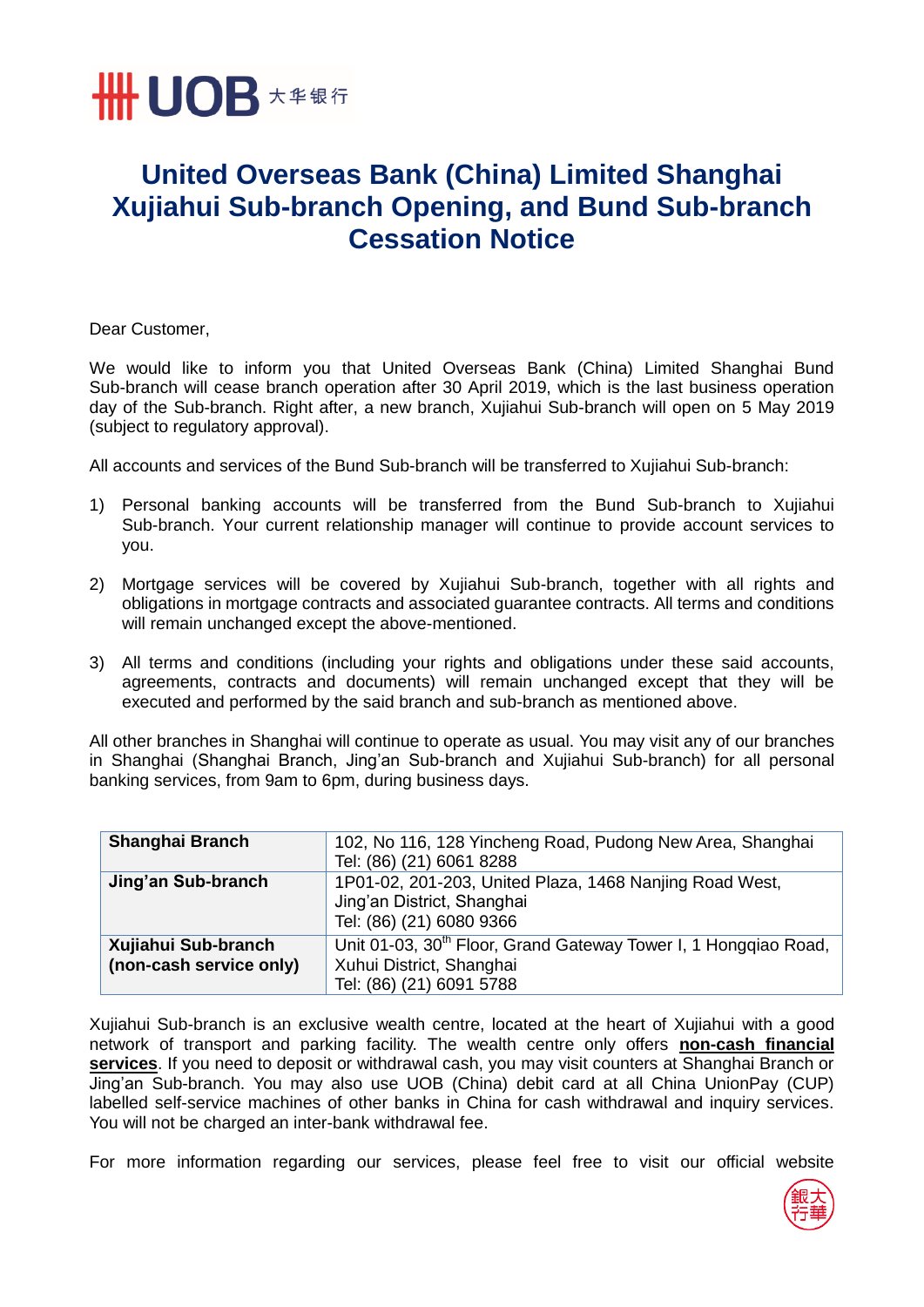# United Overseas Bank (China) Limited Shanghai Xujiahui Sub-branch Opening, and Bund Sub-branch Cessation Notice

Dear Customer,

We would like to inform you that United Overseas Bank (China) Limited Shanghai Bund Sub-branch will cease branch operation after 30 April 2019, which is the last business operation day of the Sub-branch. Right after, a new branch, Xujiahui Sub-branch will open on 5 May 2019 (subject to regulatory approval).

All accounts and services of the Bund Sub-branch will be transferred to Xujiahui Sub-branch:

1) Personal banking accounts will be transferred from the Bund Sub-branch to Xujiahui Sub-branch. Your current relationship manager will continue to provide account services to you.

2) Mortgage services will be covered by Xujiahui Sub-branch, together with all rights and obligations in mortgage contracts and associated guarantee contracts. All terms and conditions will remain unchanged except the above-mentioned.

3) All terms and conditions (including your rights and obligations under these said accounts, agreements, contracts and documents) will remain unchanged except that they will be executed and performed by the said branch and sub-branch as mentioned above.

All other branches in Shanghai will continue to operate as usual. You may visit any of our branches in Shanghai (Shanghai Branch, Jing'an Sub-branch and Xujiahui Sub-branch) for all personal banking services, from 9am to 6pm, during business days.

| **Shanghai Branch** | 102, No 116, 128 Yincheng Road, Pudong New Area, Shanghai<br>Tel: (86) (21) 6061 8288 |
|---|---|
| **Jing'an Sub-branch** | 1P01-02, 201-203, United Plaza, 1468 Nanjing Road West, Jing'an District, Shanghai<br>Tel: (86) (21) 6080 9366 |
| **Xujiahui Sub-branch (non-cash service only)** | Unit 01-03, 30th Floor, Grand Gateway Tower I, 1 Hongqiao Road, Xuhui District, Shanghai<br>Tel: (86) (21) 6091 5788 |

Xujiahui Sub-branch is an exclusive wealth centre, located at the heart of Xujiahui with a good network of transport and parking facility. The wealth centre only offers **non-cash financial services**. If you need to deposit or withdrawal cash, you may visit counters at Shanghai Branch or Jing'an Sub-branch. You may also use UOB (China) debit card at all China UnionPay (CUP) labelled self-service machines of other banks in China for cash withdrawal and inquiry services. You will not be charged an inter-bank withdrawal fee.

For more information regarding our services, please feel free to visit our official website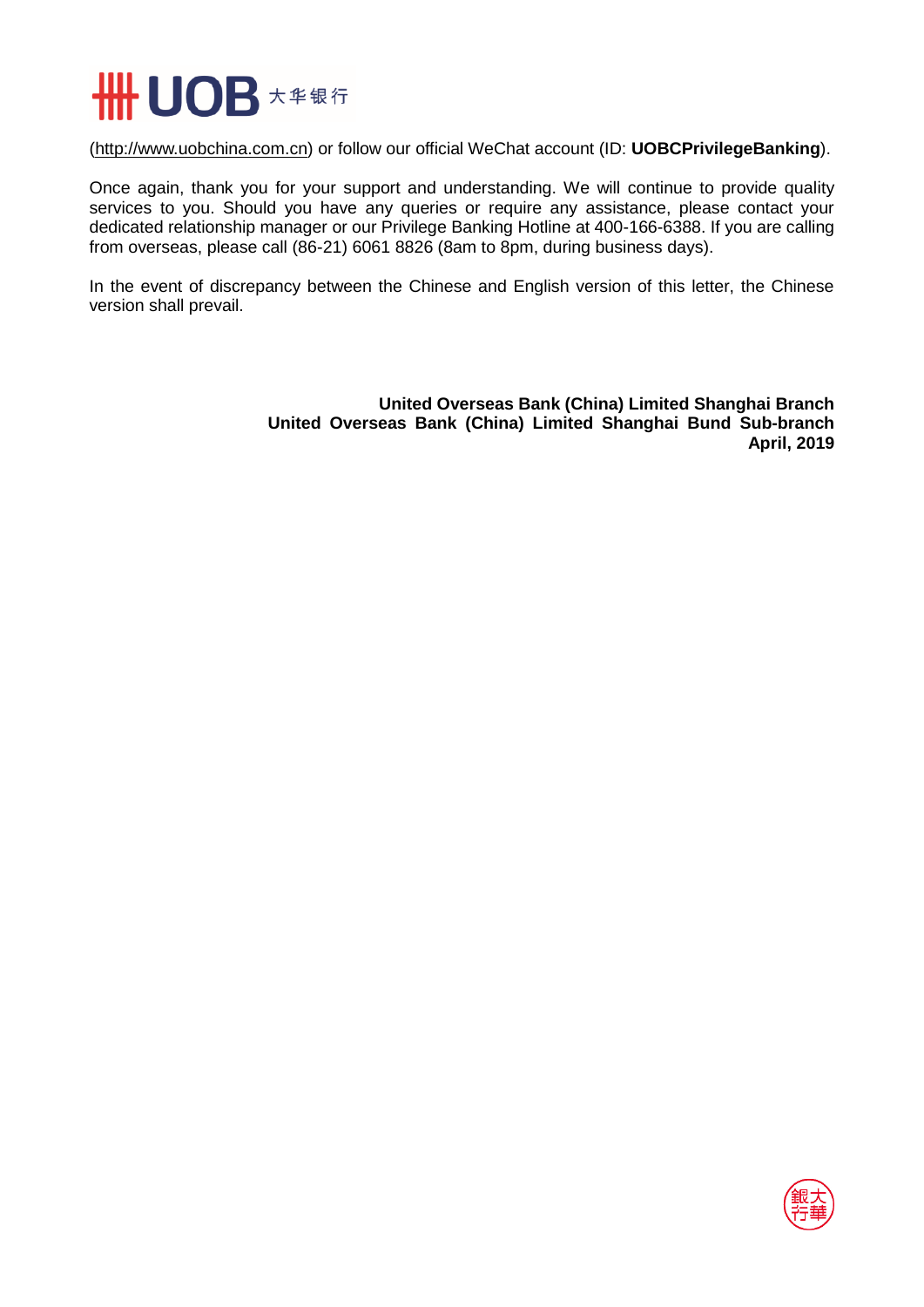(http://www.uobchina.com.cn) or follow our official WeChat account (ID: **UOBCPrivilegeBanking**).

Once again, thank you for your support and understanding. We will continue to provide quality services to you. Should you have any queries or require any assistance, please contact your dedicated relationship manager or our Privilege Banking Hotline at 400-166-6388. If you are calling from overseas, please call (86-21) 6061 8826 (8am to 8pm, during business days).

In the event of discrepancy between the Chinese and English version of this letter, the Chinese version shall prevail.

**United Overseas Bank (China) Limited Shanghai Branch**
**United Overseas Bank (China) Limited Shanghai Bund Sub-branch**
**April, 2019**